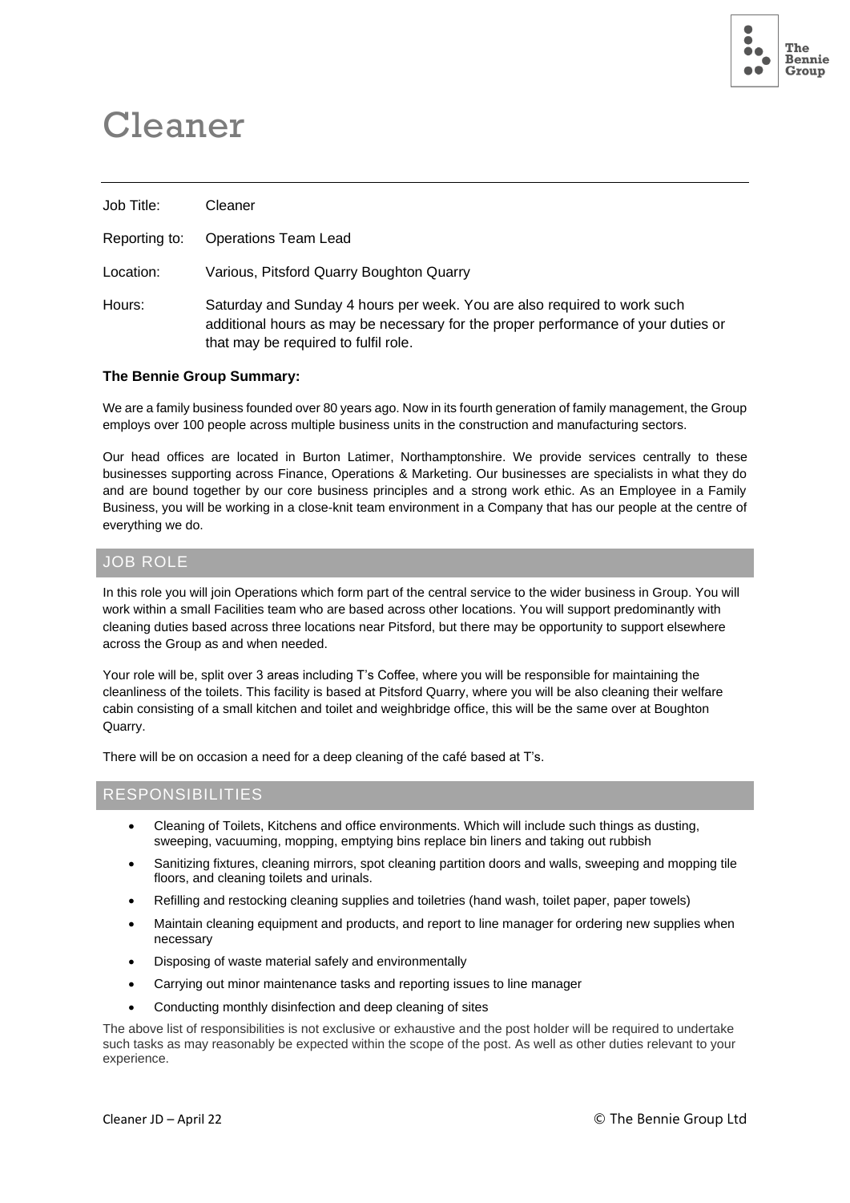# Cleaner

| | |
|---|---|
| Job Title: | Cleaner |
| Reporting to: | Operations Team Lead |
| Location: | Various, Pitsford Quarry Boughton Quarry |
| Hours: | Saturday and Sunday 4 hours per week. You are also required to work such additional hours as may be necessary for the proper performance of your duties or that may be required to fulfil role. |

**The Bennie Group Summary:**

We are a family business founded over 80 years ago. Now in its fourth generation of family management, the Group employs over 100 people across multiple business units in the construction and manufacturing sectors.

Our head offices are located in Burton Latimer, Northamptonshire. We provide services centrally to these businesses supporting across Finance, Operations & Marketing. Our businesses are specialists in what they do and are bound together by our core business principles and a strong work ethic. As an Employee in a Family Business, you will be working in a close-knit team environment in a Company that has our people at the centre of everything we do.

## JOB ROLE

In this role you will join Operations which form part of the central service to the wider business in Group. You will work within a small Facilities team who are based across other locations. You will support predominantly with cleaning duties based across three locations near Pitsford, but there may be opportunity to support elsewhere across the Group as and when needed.

Your role will be, split over 3 areas including T's Coffee, where you will be responsible for maintaining the cleanliness of the toilets. This facility is based at Pitsford Quarry, where you will be also cleaning their welfare cabin consisting of a small kitchen and toilet and weighbridge office, this will be the same over at Boughton Quarry.

There will be on occasion a need for a deep cleaning of the café based at T's.

## RESPONSIBILITIES

- Cleaning of Toilets, Kitchens and office environments. Which will include such things as dusting, sweeping, vacuuming, mopping, emptying bins replace bin liners and taking out rubbish
- Sanitizing fixtures, cleaning mirrors, spot cleaning partition doors and walls, sweeping and mopping tile floors, and cleaning toilets and urinals.
- Refilling and restocking cleaning supplies and toiletries (hand wash, toilet paper, paper towels)
- Maintain cleaning equipment and products, and report to line manager for ordering new supplies when necessary
- Disposing of waste material safely and environmentally
- Carrying out minor maintenance tasks and reporting issues to line manager
- Conducting monthly disinfection and deep cleaning of sites

The above list of responsibilities is not exclusive or exhaustive and the post holder will be required to undertake such tasks as may reasonably be expected within the scope of the post. As well as other duties relevant to your experience.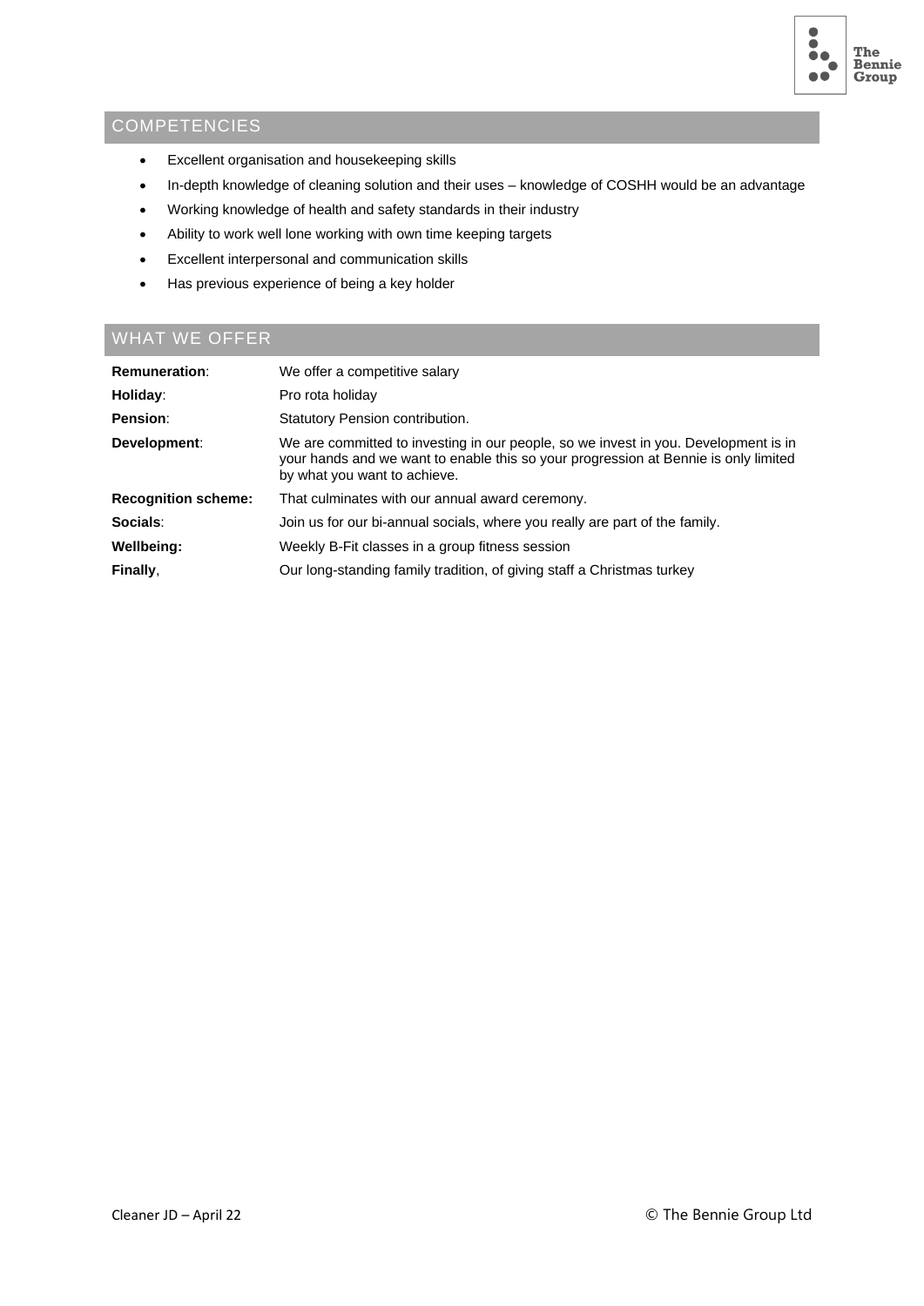## COMPETENCIES

- Excellent organisation and housekeeping skills
- In-depth knowledge of cleaning solution and their uses – knowledge of COSHH would be an advantage
- Working knowledge of health and safety standards in their industry
- Ability to work well lone working with own time keeping targets
- Excellent interpersonal and communication skills
- Has previous experience of being a key holder

## WHAT WE OFFER

| | |
|---|---|
| **Remuneration**: | We offer a competitive salary |
| **Holiday**: | Pro rota holiday |
| **Pension**: | Statutory Pension contribution. |
| **Development**: | We are committed to investing in our people, so we invest in you. Development is in your hands and we want to enable this so your progression at Bennie is only limited by what you want to achieve. |
| **Recognition scheme:** | That culminates with our annual award ceremony. |
| **Socials**: | Join us for our bi-annual socials, where you really are part of the family. |
| **Wellbeing:** | Weekly B-Fit classes in a group fitness session |
| **Finally**, | Our long-standing family tradition, of giving staff a Christmas turkey |